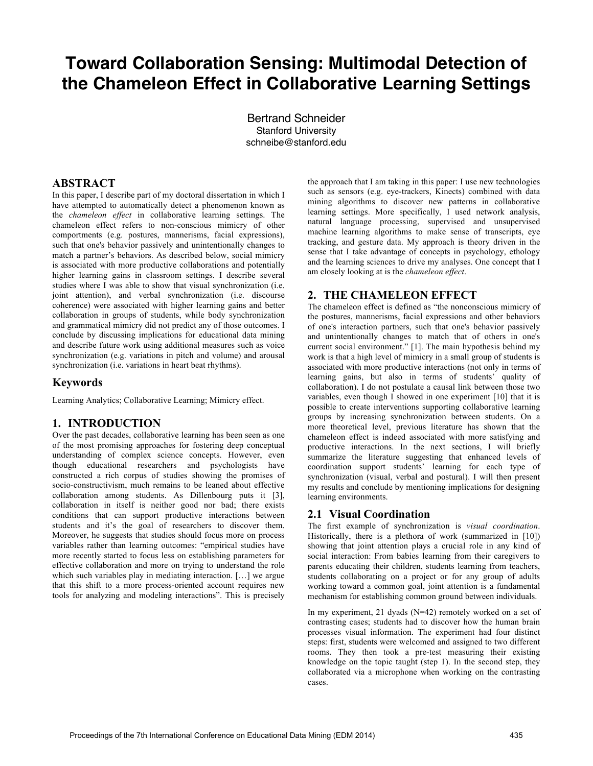# Toward Collaboration Sensing: Multimodal Detection of the Chameleon Effect in Collaborative Learning Settings

Bertrand Schneider
Stanford University
schneibe@stanford.edu

## ABSTRACT

In this paper, I describe part of my doctoral dissertation in which I have attempted to automatically detect a phenomenon known as the *chameleon effect* in collaborative learning settings. The chameleon effect refers to non-conscious mimicry of other comportments (e.g. postures, mannerisms, facial expressions), such that one's behavior passively and unintentionally changes to match a partner's behaviors. As described below, social mimicry is associated with more productive collaborations and potentially higher learning gains in classroom settings. I describe several studies where I was able to show that visual synchronization (i.e. joint attention), and verbal synchronization (i.e. discourse coherence) were associated with higher learning gains and better collaboration in groups of students, while body synchronization and grammatical mimicry did not predict any of those outcomes. I conclude by discussing implications for educational data mining and describe future work using additional measures such as voice synchronization (e.g. variations in pitch and volume) and arousal synchronization (i.e. variations in heart beat rhythms).

## Keywords

Learning Analytics; Collaborative Learning; Mimicry effect.

## 1. INTRODUCTION

Over the past decades, collaborative learning has been seen as one of the most promising approaches for fostering deep conceptual understanding of complex science concepts. However, even though educational researchers and psychologists have constructed a rich corpus of studies showing the promises of socio-constructivism, much remains to be leaned about effective collaboration among students. As Dillenbourg puts it [3], collaboration in itself is neither good nor bad; there exists conditions that can support productive interactions between students and it's the goal of researchers to discover them. Moreover, he suggests that studies should focus more on process variables rather than learning outcomes: "empirical studies have more recently started to focus less on establishing parameters for effective collaboration and more on trying to understand the role which such variables play in mediating interaction. […] we argue that this shift to a more process-oriented account requires new tools for analyzing and modeling interactions". This is precisely the approach that I am taking in this paper: I use new technologies such as sensors (e.g. eye-trackers, Kinects) combined with data mining algorithms to discover new patterns in collaborative learning settings. More specifically, I used network analysis, natural language processing, supervised and unsupervised machine learning algorithms to make sense of transcripts, eye tracking, and gesture data. My approach is theory driven in the sense that I take advantage of concepts in psychology, ethology and the learning sciences to drive my analyses. One concept that I am closely looking at is the *chameleon effect*.

## 2. THE CHAMELEON EFFECT

The chameleon effect is defined as "the nonconscious mimicry of the postures, mannerisms, facial expressions and other behaviors of one's interaction partners, such that one's behavior passively and unintentionally changes to match that of others in one's current social environment." [1]. The main hypothesis behind my work is that a high level of mimicry in a small group of students is associated with more productive interactions (not only in terms of learning gains, but also in terms of students' quality of collaboration). I do not postulate a causal link between those two variables, even though I showed in one experiment [10] that it is possible to create interventions supporting collaborative learning groups by increasing synchronization between students. On a more theoretical level, previous literature has shown that the chameleon effect is indeed associated with more satisfying and productive interactions. In the next sections, I will briefly summarize the literature suggesting that enhanced levels of coordination support students' learning for each type of synchronization (visual, verbal and postural). I will then present my results and conclude by mentioning implications for designing learning environments.

### 2.1 Visual Coordination

The first example of synchronization is *visual coordination*. Historically, there is a plethora of work (summarized in [10]) showing that joint attention plays a crucial role in any kind of social interaction: From babies learning from their caregivers to parents educating their children, students learning from teachers, students collaborating on a project or for any group of adults working toward a common goal, joint attention is a fundamental mechanism for establishing common ground between individuals.

In my experiment, 21 dyads (N=42) remotely worked on a set of contrasting cases; students had to discover how the human brain processes visual information. The experiment had four distinct steps: first, students were welcomed and assigned to two different rooms. They then took a pre-test measuring their existing knowledge on the topic taught (step 1). In the second step, they collaborated via a microphone when working on the contrasting cases.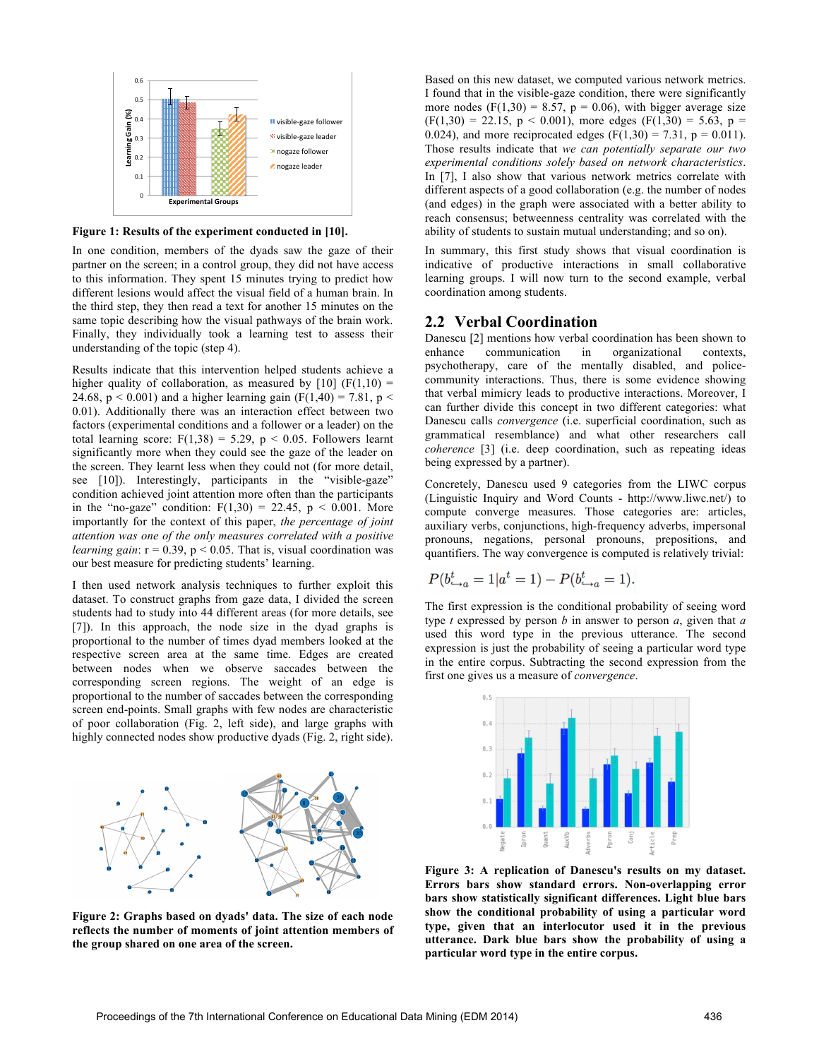**Figure 1: Results of the experiment conducted in [10].**

In one condition, members of the dyads saw the gaze of their partner on the screen; in a control group, they did not have access to this information. They spent 15 minutes trying to predict how different lesions would affect the visual field of a human brain. In the third step, they then read a text for another 15 minutes on the same topic describing how the visual pathways of the brain work. Finally, they individually took a learning test to assess their understanding of the topic (step 4).

Results indicate that this intervention helped students achieve a higher quality of collaboration, as measured by [10] ($F(1,10) = 24.68$, $p < 0.001$) and a higher learning gain ($F(1,40) = 7.81$, $p < 0.01$). Additionally there was an interaction effect between two factors (experimental conditions and a follower or a leader) on the total learning score: $F(1,38) = 5.29$, $p < 0.05$. Followers learnt significantly more when they could see the gaze of the leader on the screen. They learnt less when they could not (for more detail, see [10]). Interestingly, participants in the "visible-gaze" condition achieved joint attention more often than the participants in the "no-gaze" condition: $F(1,30) = 22.45$, $p < 0.001$. More importantly for the context of this paper, *the percentage of joint attention was one of the only measures correlated with a positive learning gain*: $r = 0.39$, $p < 0.05$. That is, visual coordination was our best measure for predicting students' learning.

I then used network analysis techniques to further exploit this dataset. To construct graphs from gaze data, I divided the screen students had to study into 44 different areas (for more details, see [7]). In this approach, the node size in the dyad graphs is proportional to the number of times dyad members looked at the respective screen area at the same time. Edges are created between nodes when we observe saccades between the corresponding screen regions. The weight of an edge is proportional to the number of saccades between the corresponding screen end-points. Small graphs with few nodes are characteristic of poor collaboration (Fig. 2, left side), and large graphs with highly connected nodes show productive dyads (Fig. 2, right side).

**Figure 2: Graphs based on dyads' data. The size of each node reflects the number of moments of joint attention members of the group shared on one area of the screen.**

Based on this new dataset, we computed various network metrics. I found that in the visible-gaze condition, there were significantly more nodes ($F(1,30) = 8.57$, $p = 0.06$), with bigger average size ($F(1,30) = 22.15$, $p < 0.001$), more edges ($F(1,30) = 5.63$, $p = 0.024$), and more reciprocated edges ($F(1,30) = 7.31$, $p = 0.011$). Those results indicate that *we can potentially separate our two experimental conditions solely based on network characteristics*. In [7], I also show that various network metrics correlate with different aspects of a good collaboration (e.g. the number of nodes (and edges) in the graph were associated with a better ability to reach consensus; betweenness centrality was correlated with the ability of students to sustain mutual understanding; and so on).

In summary, this first study shows that visual coordination is indicative of productive interactions in small collaborative learning groups. I will now turn to the second example, verbal coordination among students.

## 2.2 Verbal Coordination

Danescu [2] mentions how verbal coordination has been shown to enhance communication in organizational contexts, psychotherapy, care of the mentally disabled, and police-community interactions. Thus, there is some evidence showing that verbal mimicry leads to productive interactions. Moreover, I can further divide this concept in two different categories: what Danescu calls *convergence* (i.e. superficial coordination, such as grammatical resemblance) and what other researchers call *coherence* [3] (i.e. deep coordination, such as repeating ideas being expressed by a partner).

Concretely, Danescu used 9 categories from the LIWC corpus (Linguistic Inquiry and Word Counts - http://www.liwc.net/) to compute converge measures. Those categories are: articles, auxiliary verbs, conjunctions, high-frequency adverbs, impersonal pronouns, negations, personal pronouns, prepositions, and quantifiers. The way convergence is computed is relatively trivial:

$$P(b^t_{\hookrightarrow a} = 1 | a^t = 1) - P(b^t_{\hookrightarrow a} = 1).$$

The first expression is the conditional probability of seeing word type *t* expressed by person *b* in answer to person *a*, given that *a* used this word type in the previous utterance. The second expression is just the probability of seeing a particular word type in the entire corpus. Subtracting the second expression from the first one gives us a measure of *convergence*.

**Figure 3: A replication of Danescu's results on my dataset. Errors bars show standard errors. Non-overlapping error bars show statistically significant differences. Light blue bars show the conditional probability of using a particular word type, given that an interlocutor used it in the previous utterance. Dark blue bars show the probability of using a particular word type in the entire corpus.**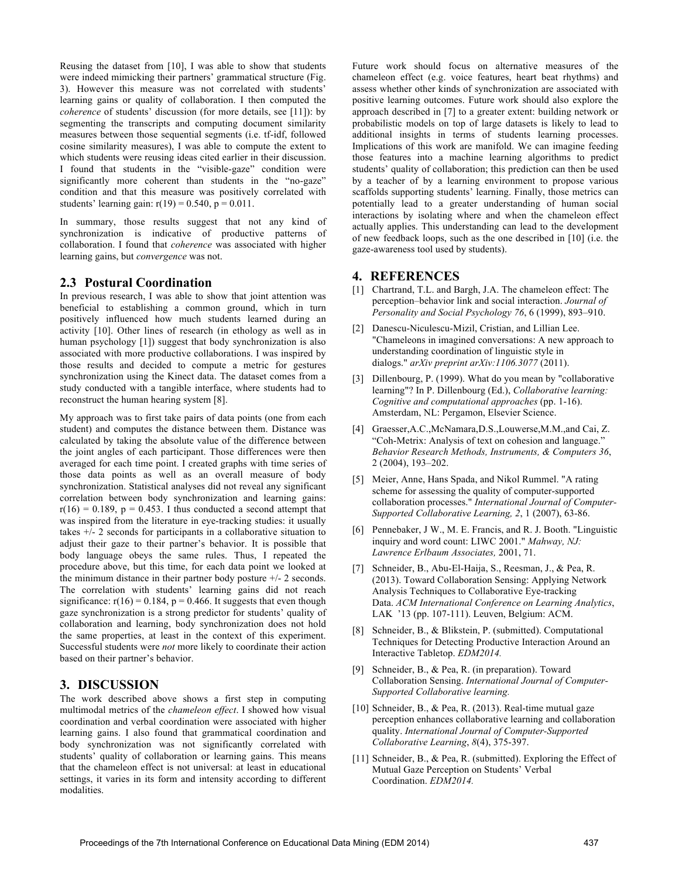Reusing the dataset from [10], I was able to show that students were indeed mimicking their partners' grammatical structure (Fig. 3). However this measure was not correlated with students' learning gains or quality of collaboration. I then computed the *coherence* of students' discussion (for more details, see [11]): by segmenting the transcripts and computing document similarity measures between those sequential segments (i.e. tf-idf, followed cosine similarity measures), I was able to compute the extent to which students were reusing ideas cited earlier in their discussion. I found that students in the "visible-gaze" condition were significantly more coherent than students in the "no-gaze" condition and that this measure was positively correlated with students' learning gain: $r(19) = 0.540$, $p = 0.011$.

In summary, those results suggest that not any kind of synchronization is indicative of productive patterns of collaboration. I found that *coherence* was associated with higher learning gains, but *convergence* was not.

### 2.3 Postural Coordination

In previous research, I was able to show that joint attention was beneficial to establishing a common ground, which in turn positively influenced how much students learned during an activity [10]. Other lines of research (in ethology as well as in human psychology [1]) suggest that body synchronization is also associated with more productive collaborations. I was inspired by those results and decided to compute a metric for gestures synchronization using the Kinect data. The dataset comes from a study conducted with a tangible interface, where students had to reconstruct the human hearing system [8].

My approach was to first take pairs of data points (one from each student) and computes the distance between them. Distance was calculated by taking the absolute value of the difference between the joint angles of each participant. Those differences were then averaged for each time point. I created graphs with time series of those data points as well as an overall measure of body synchronization. Statistical analyses did not reveal any significant correlation between body synchronization and learning gains: $r(16) = 0.189$, $p = 0.453$. I thus conducted a second attempt that was inspired from the literature in eye-tracking studies: it usually takes +/- 2 seconds for participants in a collaborative situation to adjust their gaze to their partner's behavior. It is possible that body language obeys the same rules. Thus, I repeated the procedure above, but this time, for each data point we looked at the minimum distance in their partner body posture +/- 2 seconds. The correlation with students' learning gains did not reach significance: $r(16) = 0.184$, $p = 0.466$. It suggests that even though gaze synchronization is a strong predictor for students' quality of collaboration and learning, body synchronization does not hold the same properties, at least in the context of this experiment. Successful students were *not* more likely to coordinate their action based on their partner's behavior.

## 3. DISCUSSION

The work described above shows a first step in computing multimodal metrics of the *chameleon effect*. I showed how visual coordination and verbal coordination were associated with higher learning gains. I also found that grammatical coordination and body synchronization was not significantly correlated with students' quality of collaboration or learning gains. This means that the chameleon effect is not universal: at least in educational settings, it varies in its form and intensity according to different modalities.

Future work should focus on alternative measures of the chameleon effect (e.g. voice features, heart beat rhythms) and assess whether other kinds of synchronization are associated with positive learning outcomes. Future work should also explore the approach described in [7] to a greater extent: building network or probabilistic models on top of large datasets is likely to lead to additional insights in terms of students learning processes. Implications of this work are manifold. We can imagine feeding those features into a machine learning algorithms to predict students' quality of collaboration; this prediction can then be used by a teacher of by a learning environment to propose various scaffolds supporting students' learning. Finally, those metrics can potentially lead to a greater understanding of human social interactions by isolating where and when the chameleon effect actually applies. This understanding can lead to the development of new feedback loops, such as the one described in [10] (i.e. the gaze-awareness tool used by students).

## 4. REFERENCES

[1] Chartrand, T.L. and Bargh, J.A. The chameleon effect: The perception–behavior link and social interaction. *Journal of Personality and Social Psychology 76*, 6 (1999), 893–910.

[2] Danescu-Niculescu-Mizil, Cristian, and Lillian Lee. "Chameleons in imagined conversations: A new approach to understanding coordination of linguistic style in dialogs." *arXiv preprint arXiv:1106.3077* (2011).

[3] Dillenbourg, P. (1999). What do you mean by "collaborative learning"? In P. Dillenbourg (Ed.), *Collaborative learning: Cognitive and computational approaches* (pp. 1-16). Amsterdam, NL: Pergamon, Elsevier Science.

[4] Graesser,A.C.,McNamara,D.S.,Louwerse,M.M.,and Cai, Z. "Coh-Metrix: Analysis of text on cohesion and language." *Behavior Research Methods, Instruments, & Computers 36*, 2 (2004), 193–202.

[5] Meier, Anne, Hans Spada, and Nikol Rummel. "A rating scheme for assessing the quality of computer-supported collaboration processes." *International Journal of Computer-Supported Collaborative Learning, 2*, 1 (2007), 63-86.

[6] Pennebaker, J W., M. E. Francis, and R. J. Booth. "Linguistic inquiry and word count: LIWC 2001." *Mahway, NJ: Lawrence Erlbaum Associates,* 2001, 71.

[7] Schneider, B., Abu-El-Haija, S., Reesman, J., & Pea, R. (2013). Toward Collaboration Sensing: Applying Network Analysis Techniques to Collaborative Eye-tracking Data. *ACM International Conference on Learning Analytics*, LAK '13 (pp. 107-111). Leuven, Belgium: ACM.

[8] Schneider, B., & Blikstein, P. (submitted). Computational Techniques for Detecting Productive Interaction Around an Interactive Tabletop. *EDM2014.*

[9] Schneider, B., & Pea, R. (in preparation). Toward Collaboration Sensing. *International Journal of Computer-Supported Collaborative learning.*

[10] Schneider, B., & Pea, R. (2013). Real-time mutual gaze perception enhances collaborative learning and collaboration quality. *International Journal of Computer-Supported Collaborative Learning*, *8*(4), 375-397.

[11] Schneider, B., & Pea, R. (submitted). Exploring the Effect of Mutual Gaze Perception on Students' Verbal Coordination. *EDM2014.*